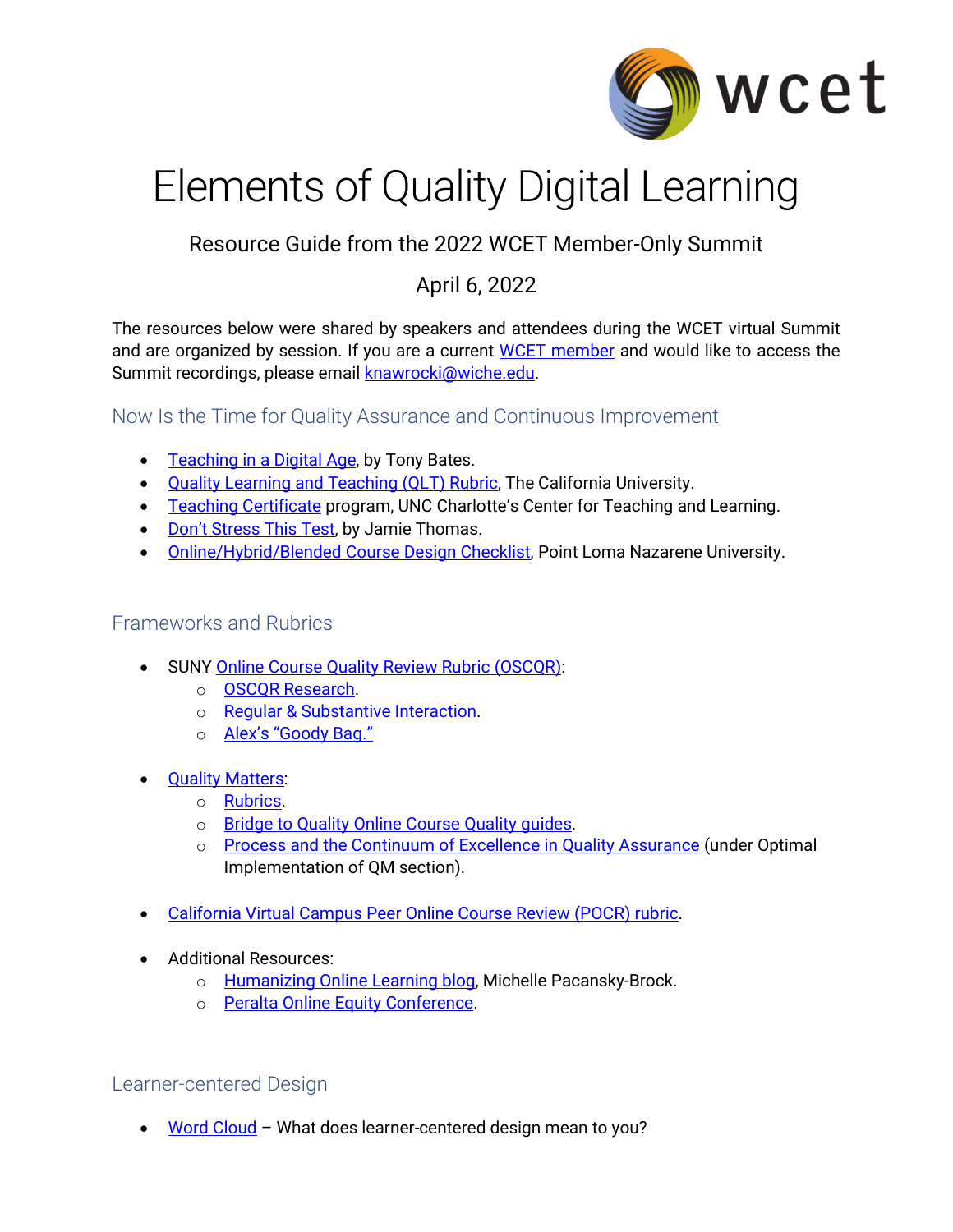# Elements of Quality Digital Learning

Resource Guide from the 2022 WCET Member-Only Summit

April 6, 2022

The resources below were shared by speakers and attendees during the WCET virtual Summit and are organized by session. If you are a current WCET member and would like to access the Summit recordings, please email knawrocki@wiche.edu.

## Now Is the Time for Quality Assurance and Continuous Improvement

- Teaching in a Digital Age, by Tony Bates.
- Quality Learning and Teaching (QLT) Rubric, The California University.
- Teaching Certificate program, UNC Charlotte's Center for Teaching and Learning.
- Don't Stress This Test, by Jamie Thomas.
- Online/Hybrid/Blended Course Design Checklist, Point Loma Nazarene University.

## Frameworks and Rubrics

- SUNY Online Course Quality Review Rubric (OSCQR):
  - OSCQR Research.
  - Regular & Substantive Interaction.
  - Alex's "Goody Bag."
- Quality Matters:
  - Rubrics.
  - Bridge to Quality Online Course Quality guides.
  - Process and the Continuum of Excellence in Quality Assurance (under Optimal Implementation of QM section).
- California Virtual Campus Peer Online Course Review (POCR) rubric.
- Additional Resources:
  - Humanizing Online Learning blog, Michelle Pacansky-Brock.
  - Peralta Online Equity Conference.

## Learner-centered Design

- Word Cloud – What does learner-centered design mean to you?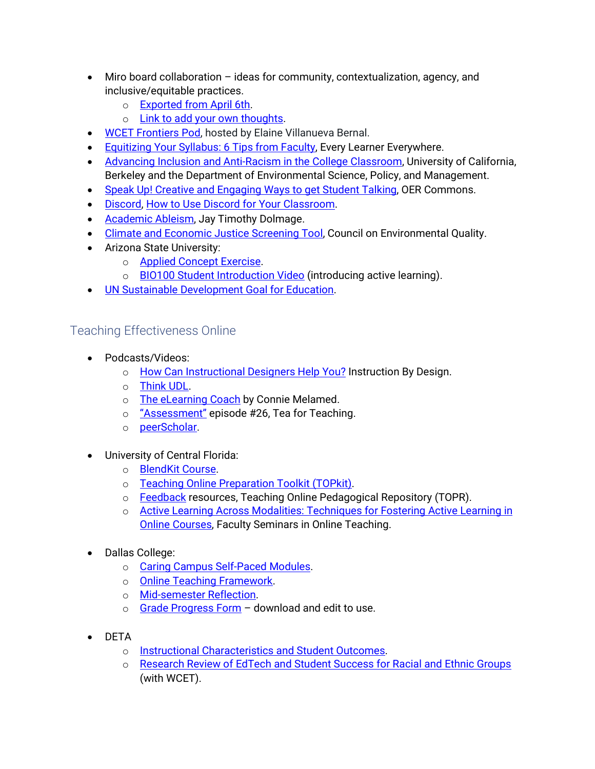- Miro board collaboration – ideas for community, contextualization, agency, and inclusive/equitable practices.
  - Exported from April 6th.
  - Link to add your own thoughts.
- WCET Frontiers Pod, hosted by Elaine Villanueva Bernal.
- Equitizing Your Syllabus: 6 Tips from Faculty, Every Learner Everywhere.
- Advancing Inclusion and Anti-Racism in the College Classroom, University of California, Berkeley and the Department of Environmental Science, Policy, and Management.
- Speak Up! Creative and Engaging Ways to get Student Talking, OER Commons.
- Discord, How to Use Discord for Your Classroom.
- Academic Ableism, Jay Timothy Dolmage.
- Climate and Economic Justice Screening Tool, Council on Environmental Quality.
- Arizona State University:
  - Applied Concept Exercise.
  - BIO100 Student Introduction Video (introducing active learning).
- UN Sustainable Development Goal for Education.

## Teaching Effectiveness Online

- Podcasts/Videos:
  - How Can Instructional Designers Help You? Instruction By Design.
  - Think UDL.
  - The eLearning Coach by Connie Melamed.
  - "Assessment" episode #26, Tea for Teaching.
  - peerScholar.

- University of Central Florida:
  - BlendKit Course.
  - Teaching Online Preparation Toolkit (TOPkit).
  - Feedback resources, Teaching Online Pedagogical Repository (TOPR).
  - Active Learning Across Modalities: Techniques for Fostering Active Learning in Online Courses, Faculty Seminars in Online Teaching.

- Dallas College:
  - Caring Campus Self-Paced Modules.
  - Online Teaching Framework.
  - Mid-semester Reflection.
  - Grade Progress Form – download and edit to use.

- DETA
  - Instructional Characteristics and Student Outcomes.
  - Research Review of EdTech and Student Success for Racial and Ethnic Groups (with WCET).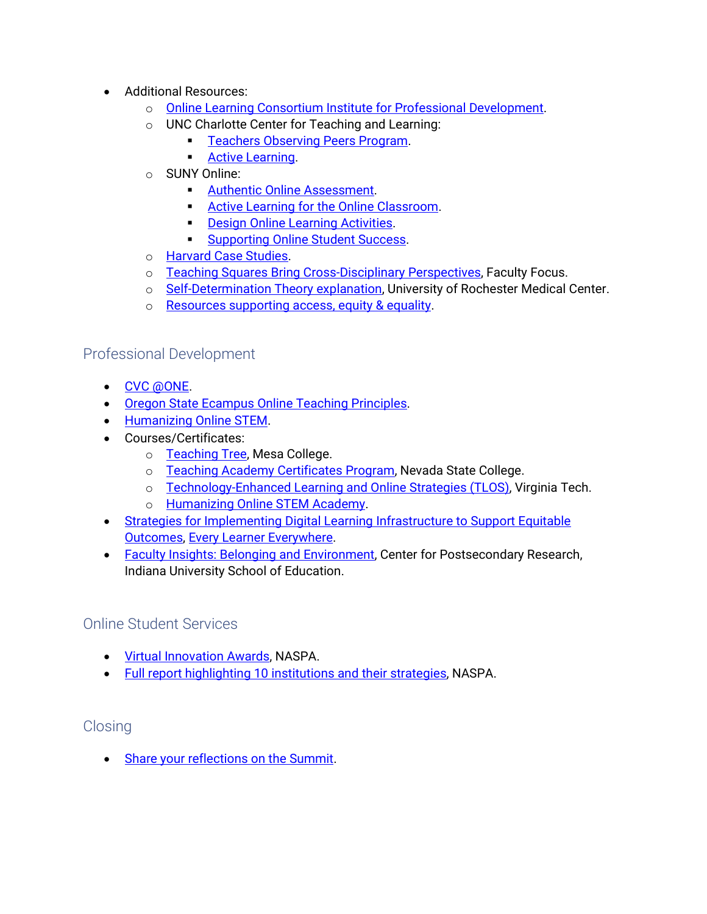- Additional Resources:
    - Online Learning Consortium Institute for Professional Development.
    - UNC Charlotte Center for Teaching and Learning:
        - Teachers Observing Peers Program.
        - Active Learning.
    - SUNY Online:
        - Authentic Online Assessment.
        - Active Learning for the Online Classroom.
        - Design Online Learning Activities.
        - Supporting Online Student Success.
    - Harvard Case Studies.
    - Teaching Squares Bring Cross-Disciplinary Perspectives, Faculty Focus.
    - Self-Determination Theory explanation, University of Rochester Medical Center.
    - Resources supporting access, equity & equality.

## Professional Development

- CVC @ONE.
- Oregon State Ecampus Online Teaching Principles.
- Humanizing Online STEM.
- Courses/Certificates:
    - Teaching Tree, Mesa College.
    - Teaching Academy Certificates Program, Nevada State College.
    - Technology-Enhanced Learning and Online Strategies (TLOS), Virginia Tech.
    - Humanizing Online STEM Academy.
- Strategies for Implementing Digital Learning Infrastructure to Support Equitable Outcomes, Every Learner Everywhere.
- Faculty Insights: Belonging and Environment, Center for Postsecondary Research, Indiana University School of Education.

## Online Student Services

- Virtual Innovation Awards, NASPA.
- Full report highlighting 10 institutions and their strategies, NASPA.

## Closing

- Share your reflections on the Summit.